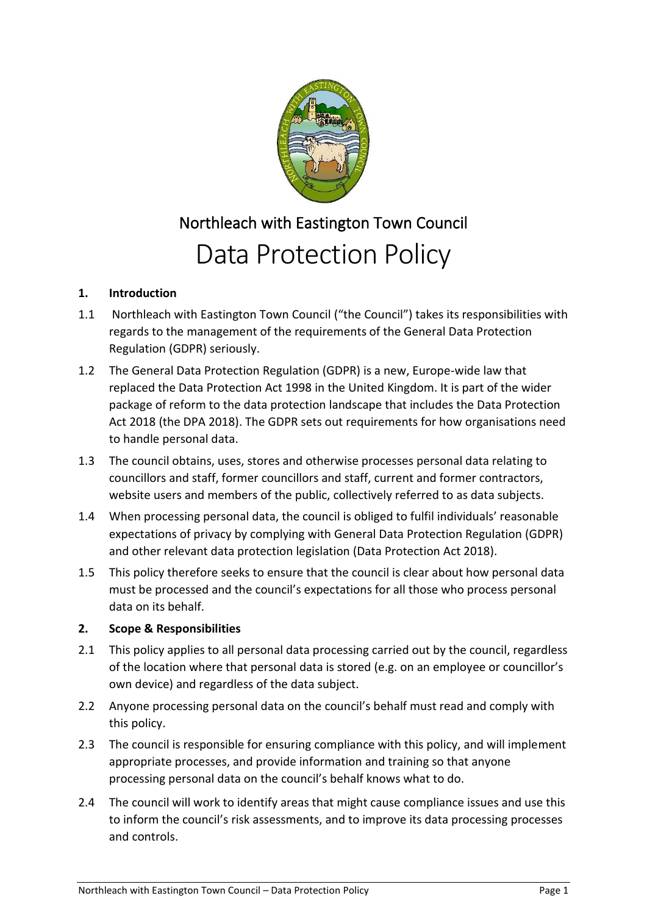Northleach with Eastington Town Council

# Data Protection Policy

**1. Introduction**

1.1 Northleach with Eastington Town Council ("the Council") takes its responsibilities with regards to the management of the requirements of the General Data Protection Regulation (GDPR) seriously.

1.2 The General Data Protection Regulation (GDPR) is a new, Europe-wide law that replaced the Data Protection Act 1998 in the United Kingdom. It is part of the wider package of reform to the data protection landscape that includes the Data Protection Act 2018 (the DPA 2018). The GDPR sets out requirements for how organisations need to handle personal data.

1.3 The council obtains, uses, stores and otherwise processes personal data relating to councillors and staff, former councillors and staff, current and former contractors, website users and members of the public, collectively referred to as data subjects.

1.4 When processing personal data, the council is obliged to fulfil individuals' reasonable expectations of privacy by complying with General Data Protection Regulation (GDPR) and other relevant data protection legislation (Data Protection Act 2018).

1.5 This policy therefore seeks to ensure that the council is clear about how personal data must be processed and the council's expectations for all those who process personal data on its behalf.

**2. Scope & Responsibilities**

2.1 This policy applies to all personal data processing carried out by the council, regardless of the location where that personal data is stored (e.g. on an employee or councillor's own device) and regardless of the data subject.

2.2 Anyone processing personal data on the council's behalf must read and comply with this policy.

2.3 The council is responsible for ensuring compliance with this policy, and will implement appropriate processes, and provide information and training so that anyone processing personal data on the council's behalf knows what to do.

2.4 The council will work to identify areas that might cause compliance issues and use this to inform the council's risk assessments, and to improve its data processing processes and controls.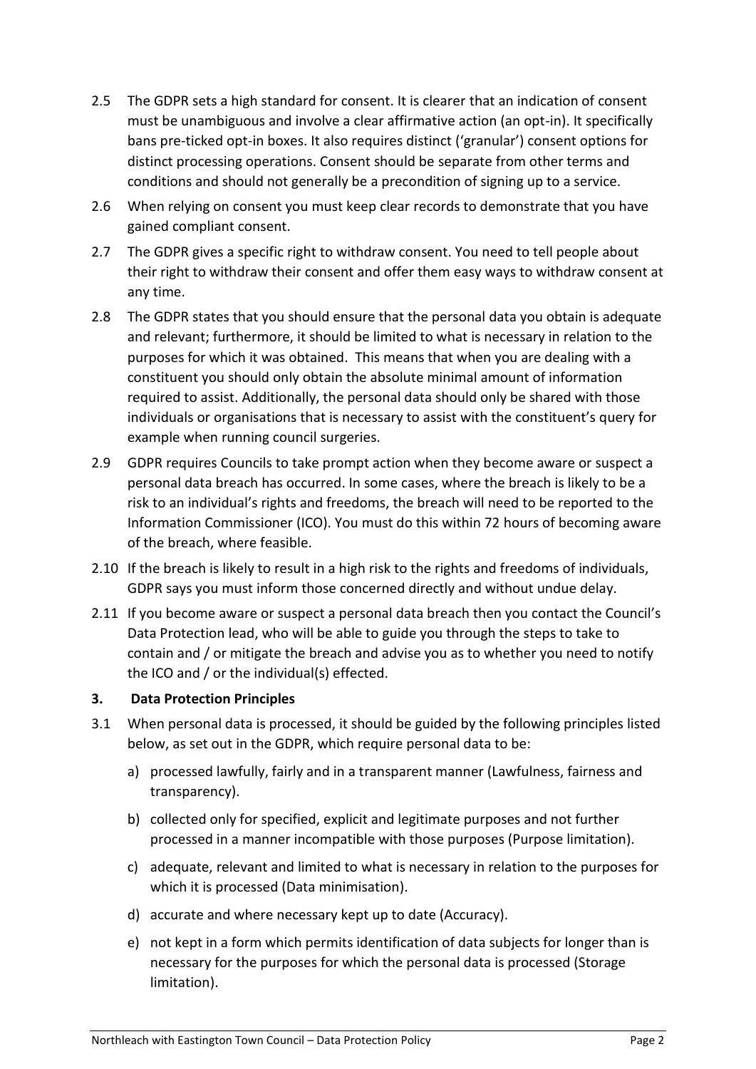2.5 The GDPR sets a high standard for consent. It is clearer that an indication of consent must be unambiguous and involve a clear affirmative action (an opt-in). It specifically bans pre-ticked opt-in boxes. It also requires distinct ('granular') consent options for distinct processing operations. Consent should be separate from other terms and conditions and should not generally be a precondition of signing up to a service.

2.6 When relying on consent you must keep clear records to demonstrate that you have gained compliant consent.

2.7 The GDPR gives a specific right to withdraw consent. You need to tell people about their right to withdraw their consent and offer them easy ways to withdraw consent at any time.

2.8 The GDPR states that you should ensure that the personal data you obtain is adequate and relevant; furthermore, it should be limited to what is necessary in relation to the purposes for which it was obtained. This means that when you are dealing with a constituent you should only obtain the absolute minimal amount of information required to assist. Additionally, the personal data should only be shared with those individuals or organisations that is necessary to assist with the constituent's query for example when running council surgeries.

2.9 GDPR requires Councils to take prompt action when they become aware or suspect a personal data breach has occurred. In some cases, where the breach is likely to be a risk to an individual's rights and freedoms, the breach will need to be reported to the Information Commissioner (ICO). You must do this within 72 hours of becoming aware of the breach, where feasible.

2.10 If the breach is likely to result in a high risk to the rights and freedoms of individuals, GDPR says you must inform those concerned directly and without undue delay.

2.11 If you become aware or suspect a personal data breach then you contact the Council's Data Protection lead, who will be able to guide you through the steps to take to contain and / or mitigate the breach and advise you as to whether you need to notify the ICO and / or the individual(s) effected.

## 3. Data Protection Principles

3.1 When personal data is processed, it should be guided by the following principles listed below, as set out in the GDPR, which require personal data to be:

a) processed lawfully, fairly and in a transparent manner (Lawfulness, fairness and transparency).

b) collected only for specified, explicit and legitimate purposes and not further processed in a manner incompatible with those purposes (Purpose limitation).

c) adequate, relevant and limited to what is necessary in relation to the purposes for which it is processed (Data minimisation).

d) accurate and where necessary kept up to date (Accuracy).

e) not kept in a form which permits identification of data subjects for longer than is necessary for the purposes for which the personal data is processed (Storage limitation).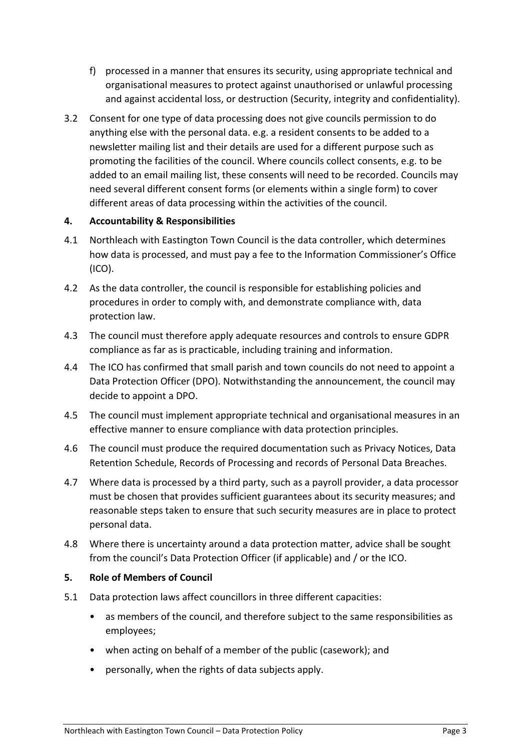f) processed in a manner that ensures its security, using appropriate technical and organisational measures to protect against unauthorised or unlawful processing and against accidental loss, or destruction (Security, integrity and confidentiality).

3.2 Consent for one type of data processing does not give councils permission to do anything else with the personal data. e.g. a resident consents to be added to a newsletter mailing list and their details are used for a different purpose such as promoting the facilities of the council. Where councils collect consents, e.g. to be added to an email mailing list, these consents will need to be recorded. Councils may need several different consent forms (or elements within a single form) to cover different areas of data processing within the activities of the council.

**4. Accountability & Responsibilities**

4.1 Northleach with Eastington Town Council is the data controller, which determines how data is processed, and must pay a fee to the Information Commissioner's Office (ICO).

4.2 As the data controller, the council is responsible for establishing policies and procedures in order to comply with, and demonstrate compliance with, data protection law.

4.3 The council must therefore apply adequate resources and controls to ensure GDPR compliance as far as is practicable, including training and information.

4.4 The ICO has confirmed that small parish and town councils do not need to appoint a Data Protection Officer (DPO). Notwithstanding the announcement, the council may decide to appoint a DPO.

4.5 The council must implement appropriate technical and organisational measures in an effective manner to ensure compliance with data protection principles.

4.6 The council must produce the required documentation such as Privacy Notices, Data Retention Schedule, Records of Processing and records of Personal Data Breaches.

4.7 Where data is processed by a third party, such as a payroll provider, a data processor must be chosen that provides sufficient guarantees about its security measures; and reasonable steps taken to ensure that such security measures are in place to protect personal data.

4.8 Where there is uncertainty around a data protection matter, advice shall be sought from the council's Data Protection Officer (if applicable) and / or the ICO.

**5. Role of Members of Council**

5.1 Data protection laws affect councillors in three different capacities:

- as members of the council, and therefore subject to the same responsibilities as employees;
- when acting on behalf of a member of the public (casework); and
- personally, when the rights of data subjects apply.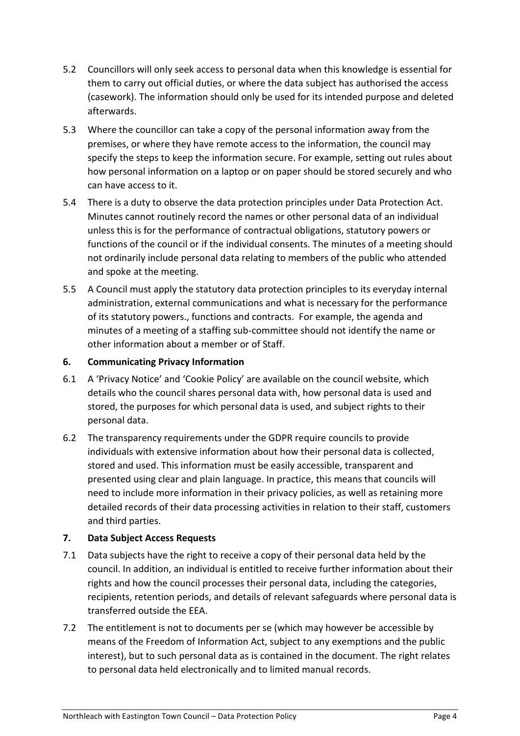5.2 Councillors will only seek access to personal data when this knowledge is essential for them to carry out official duties, or where the data subject has authorised the access (casework). The information should only be used for its intended purpose and deleted afterwards.

5.3 Where the councillor can take a copy of the personal information away from the premises, or where they have remote access to the information, the council may specify the steps to keep the information secure. For example, setting out rules about how personal information on a laptop or on paper should be stored securely and who can have access to it.

5.4 There is a duty to observe the data protection principles under Data Protection Act. Minutes cannot routinely record the names or other personal data of an individual unless this is for the performance of contractual obligations, statutory powers or functions of the council or if the individual consents. The minutes of a meeting should not ordinarily include personal data relating to members of the public who attended and spoke at the meeting.

5.5 A Council must apply the statutory data protection principles to its everyday internal administration, external communications and what is necessary for the performance of its statutory powers., functions and contracts. For example, the agenda and minutes of a meeting of a staffing sub-committee should not identify the name or other information about a member or of Staff.

## 6. Communicating Privacy Information

6.1 A 'Privacy Notice' and 'Cookie Policy' are available on the council website, which details who the council shares personal data with, how personal data is used and stored, the purposes for which personal data is used, and subject rights to their personal data.

6.2 The transparency requirements under the GDPR require councils to provide individuals with extensive information about how their personal data is collected, stored and used. This information must be easily accessible, transparent and presented using clear and plain language. In practice, this means that councils will need to include more information in their privacy policies, as well as retaining more detailed records of their data processing activities in relation to their staff, customers and third parties.

## 7. Data Subject Access Requests

7.1 Data subjects have the right to receive a copy of their personal data held by the council. In addition, an individual is entitled to receive further information about their rights and how the council processes their personal data, including the categories, recipients, retention periods, and details of relevant safeguards where personal data is transferred outside the EEA.

7.2 The entitlement is not to documents per se (which may however be accessible by means of the Freedom of Information Act, subject to any exemptions and the public interest), but to such personal data as is contained in the document. The right relates to personal data held electronically and to limited manual records.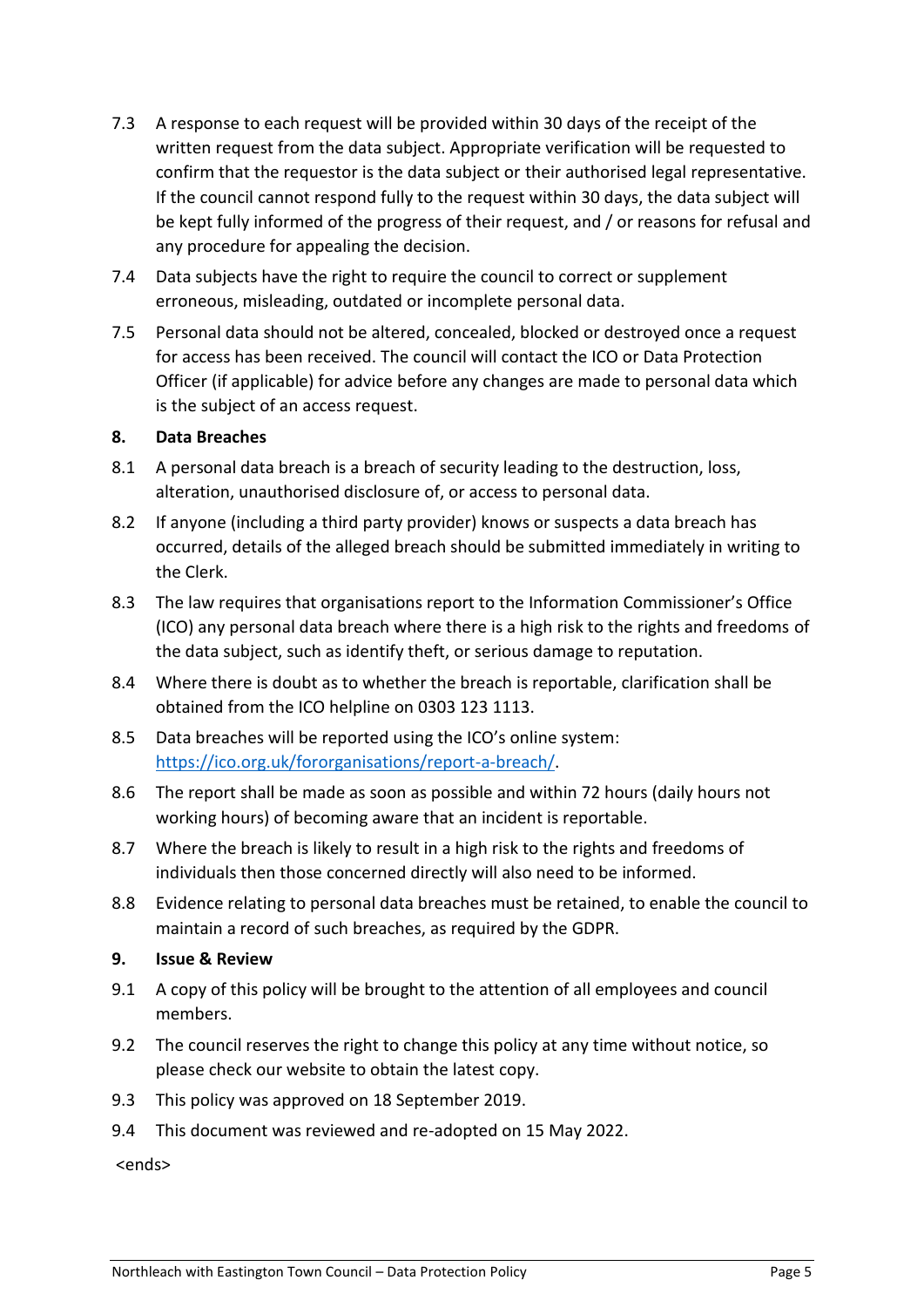7.3 A response to each request will be provided within 30 days of the receipt of the written request from the data subject. Appropriate verification will be requested to confirm that the requestor is the data subject or their authorised legal representative. If the council cannot respond fully to the request within 30 days, the data subject will be kept fully informed of the progress of their request, and / or reasons for refusal and any procedure for appealing the decision.

7.4 Data subjects have the right to require the council to correct or supplement erroneous, misleading, outdated or incomplete personal data.

7.5 Personal data should not be altered, concealed, blocked or destroyed once a request for access has been received. The council will contact the ICO or Data Protection Officer (if applicable) for advice before any changes are made to personal data which is the subject of an access request.

## 8. Data Breaches

8.1 A personal data breach is a breach of security leading to the destruction, loss, alteration, unauthorised disclosure of, or access to personal data.

8.2 If anyone (including a third party provider) knows or suspects a data breach has occurred, details of the alleged breach should be submitted immediately in writing to the Clerk.

8.3 The law requires that organisations report to the Information Commissioner's Office (ICO) any personal data breach where there is a high risk to the rights and freedoms of the data subject, such as identify theft, or serious damage to reputation.

8.4 Where there is doubt as to whether the breach is reportable, clarification shall be obtained from the ICO helpline on 0303 123 1113.

8.5 Data breaches will be reported using the ICO's online system: [https://ico.org.uk/fororganisations/report-a-breach/](https://ico.org.uk/fororganisations/report-a-breach/).

8.6 The report shall be made as soon as possible and within 72 hours (daily hours not working hours) of becoming aware that an incident is reportable.

8.7 Where the breach is likely to result in a high risk to the rights and freedoms of individuals then those concerned directly will also need to be informed.

8.8 Evidence relating to personal data breaches must be retained, to enable the council to maintain a record of such breaches, as required by the GDPR.

## 9. Issue & Review

9.1 A copy of this policy will be brought to the attention of all employees and council members.

9.2 The council reserves the right to change this policy at any time without notice, so please check our website to obtain the latest copy.

9.3 This policy was approved on 18 September 2019.

9.4 This document was reviewed and re-adopted on 15 May 2022.

<ends>